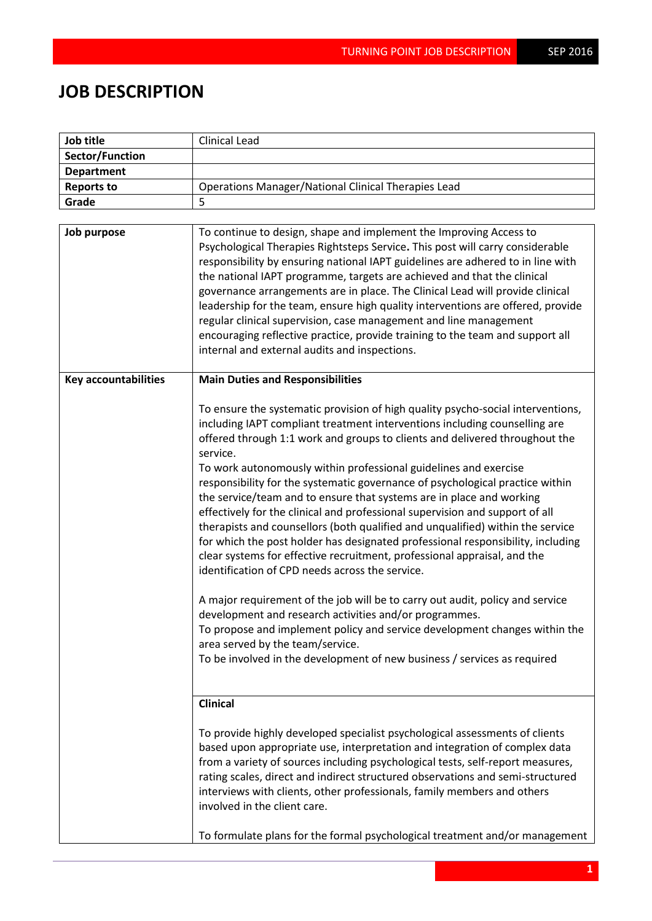# JOB DESCRIPTION

| Job title | Clinical Lead |
|---|---|
| **Sector/Function** | |
| **Department** | |
| **Reports to** | Operations Manager/National Clinical Therapies Lead |
| **Grade** | 5 |

| **Job purpose** | To continue to design, shape and implement the Improving Access to Psychological Therapies Rightsteps Service**.** This post will carry considerable responsibility by ensuring national IAPT guidelines are adhered to in line with the national IAPT programme, targets are achieved and that the clinical governance arrangements are in place. The Clinical Lead will provide clinical leadership for the team, ensure high quality interventions are offered, provide regular clinical supervision, case management and line management encouraging reflective practice, provide training to the team and support all internal and external audits and inspections. |
|---|---|
| **Key accountabilities** | **Main Duties and Responsibilities**<br><br>To ensure the systematic provision of high quality psycho-social interventions, including IAPT compliant treatment interventions including counselling are offered through 1:1 work and groups to clients and delivered throughout the service.<br>To work autonomously within professional guidelines and exercise responsibility for the systematic governance of psychological practice within the service/team and to ensure that systems are in place and working effectively for the clinical and professional supervision and support of all therapists and counsellors (both qualified and unqualified) within the service for which the post holder has designated professional responsibility, including clear systems for effective recruitment, professional appraisal, and the identification of CPD needs across the service.<br><br>A major requirement of the job will be to carry out audit, policy and service development and research activities and/or programmes.<br>To propose and implement policy and service development changes within the area served by the team/service.<br>To be involved in the development of new business / services as required |
| | **Clinical**<br><br>To provide highly developed specialist psychological assessments of clients based upon appropriate use, interpretation and integration of complex data from a variety of sources including psychological tests, self-report measures, rating scales, direct and indirect structured observations and semi-structured interviews with clients, other professionals, family members and others involved in the client care.<br><br>To formulate plans for the formal psychological treatment and/or management |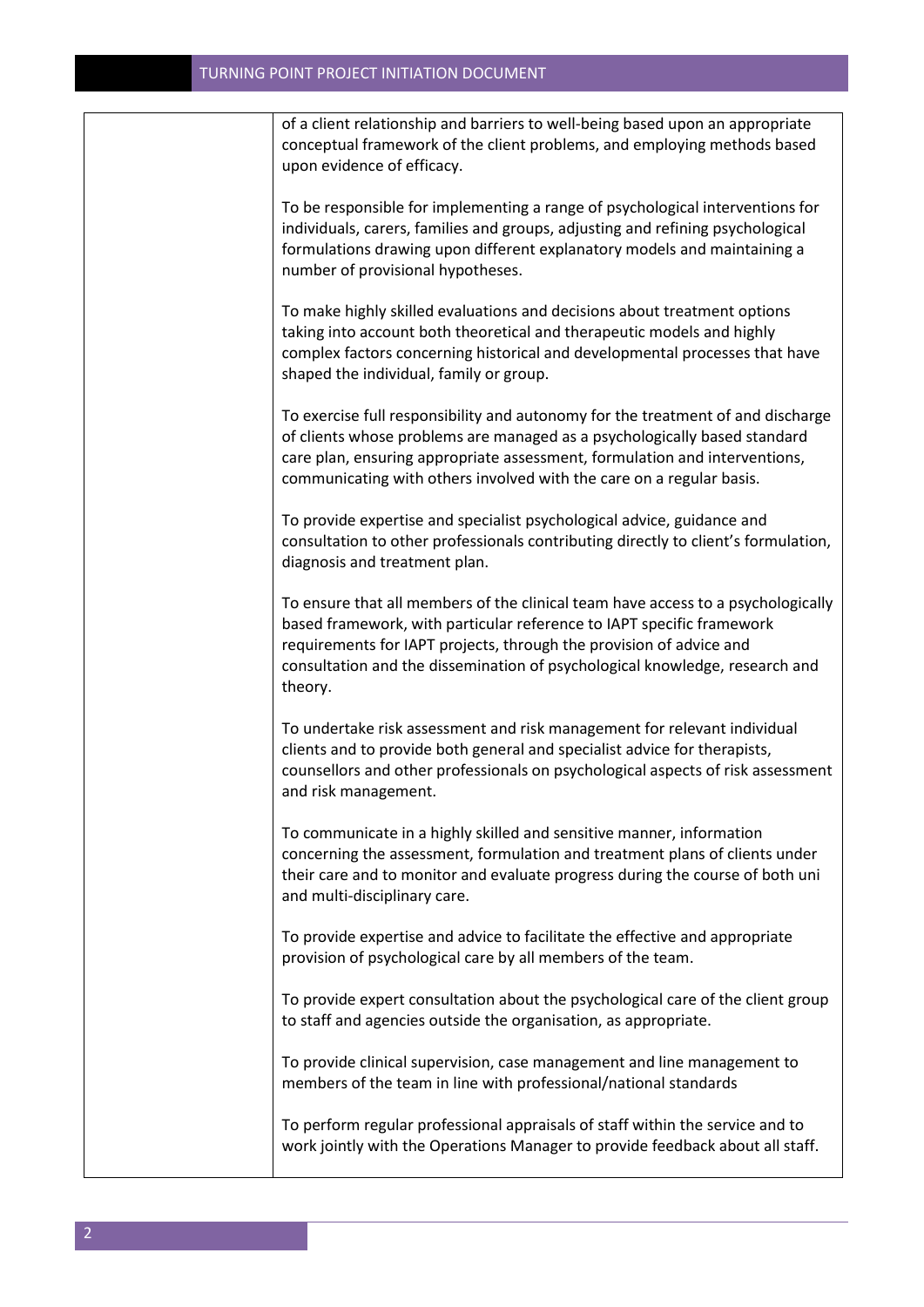| | |
|---|---|
| | of a client relationship and barriers to well-being based upon an appropriate conceptual framework of the client problems, and employing methods based upon evidence of efficacy.<br><br>To be responsible for implementing a range of psychological interventions for individuals, carers, families and groups, adjusting and refining psychological formulations drawing upon different explanatory models and maintaining a number of provisional hypotheses.<br><br>To make highly skilled evaluations and decisions about treatment options taking into account both theoretical and therapeutic models and highly complex factors concerning historical and developmental processes that have shaped the individual, family or group.<br><br>To exercise full responsibility and autonomy for the treatment of and discharge of clients whose problems are managed as a psychologically based standard care plan, ensuring appropriate assessment, formulation and interventions, communicating with others involved with the care on a regular basis.<br><br>To provide expertise and specialist psychological advice, guidance and consultation to other professionals contributing directly to client's formulation, diagnosis and treatment plan.<br><br>To ensure that all members of the clinical team have access to a psychologically based framework, with particular reference to IAPT specific framework requirements for IAPT projects, through the provision of advice and consultation and the dissemination of psychological knowledge, research and theory.<br><br>To undertake risk assessment and risk management for relevant individual clients and to provide both general and specialist advice for therapists, counsellors and other professionals on psychological aspects of risk assessment and risk management.<br><br>To communicate in a highly skilled and sensitive manner, information concerning the assessment, formulation and treatment plans of clients under their care and to monitor and evaluate progress during the course of both uni and multi-disciplinary care.<br><br>To provide expertise and advice to facilitate the effective and appropriate provision of psychological care by all members of the team.<br><br>To provide expert consultation about the psychological care of the client group to staff and agencies outside the organisation, as appropriate.<br><br>To provide clinical supervision, case management and line management to members of the team in line with professional/national standards<br><br>To perform regular professional appraisals of staff within the service and to work jointly with the Operations Manager to provide feedback about all staff. |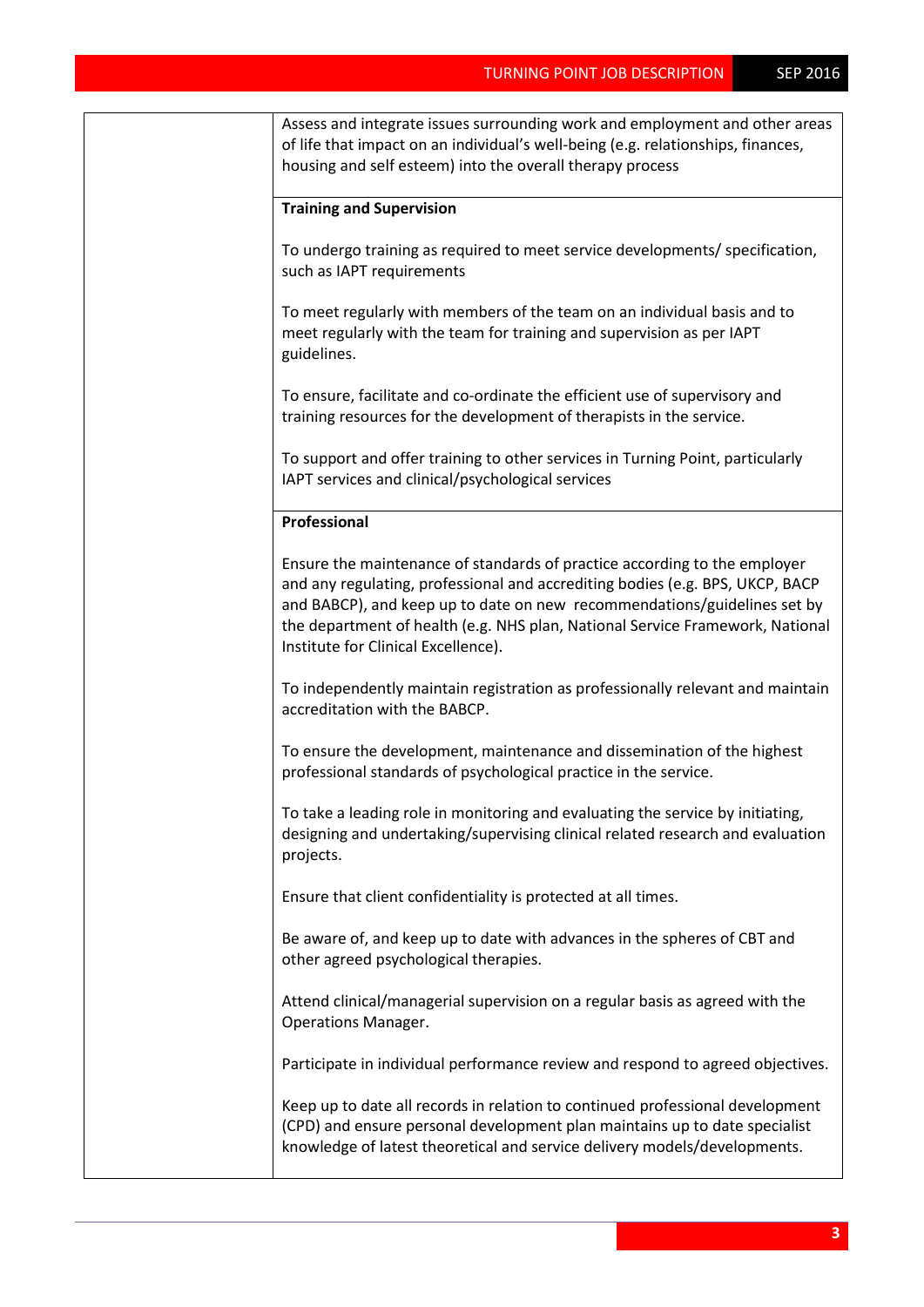Assess and integrate issues surrounding work and employment and other areas of life that impact on an individual's well-being (e.g. relationships, finances, housing and self esteem) into the overall therapy process

**Training and Supervision**

To undergo training as required to meet service developments/ specification, such as IAPT requirements

To meet regularly with members of the team on an individual basis and to meet regularly with the team for training and supervision as per IAPT guidelines.

To ensure, facilitate and co-ordinate the efficient use of supervisory and training resources for the development of therapists in the service.

To support and offer training to other services in Turning Point, particularly IAPT services and clinical/psychological services

**Professional**

Ensure the maintenance of standards of practice according to the employer and any regulating, professional and accrediting bodies (e.g. BPS, UKCP, BACP and BABCP), and keep up to date on new recommendations/guidelines set by the department of health (e.g. NHS plan, National Service Framework, National Institute for Clinical Excellence).

To independently maintain registration as professionally relevant and maintain accreditation with the BABCP.

To ensure the development, maintenance and dissemination of the highest professional standards of psychological practice in the service.

To take a leading role in monitoring and evaluating the service by initiating, designing and undertaking/supervising clinical related research and evaluation projects.

Ensure that client confidentiality is protected at all times.

Be aware of, and keep up to date with advances in the spheres of CBT and other agreed psychological therapies.

Attend clinical/managerial supervision on a regular basis as agreed with the Operations Manager.

Participate in individual performance review and respond to agreed objectives.

Keep up to date all records in relation to continued professional development (CPD) and ensure personal development plan maintains up to date specialist knowledge of latest theoretical and service delivery models/developments.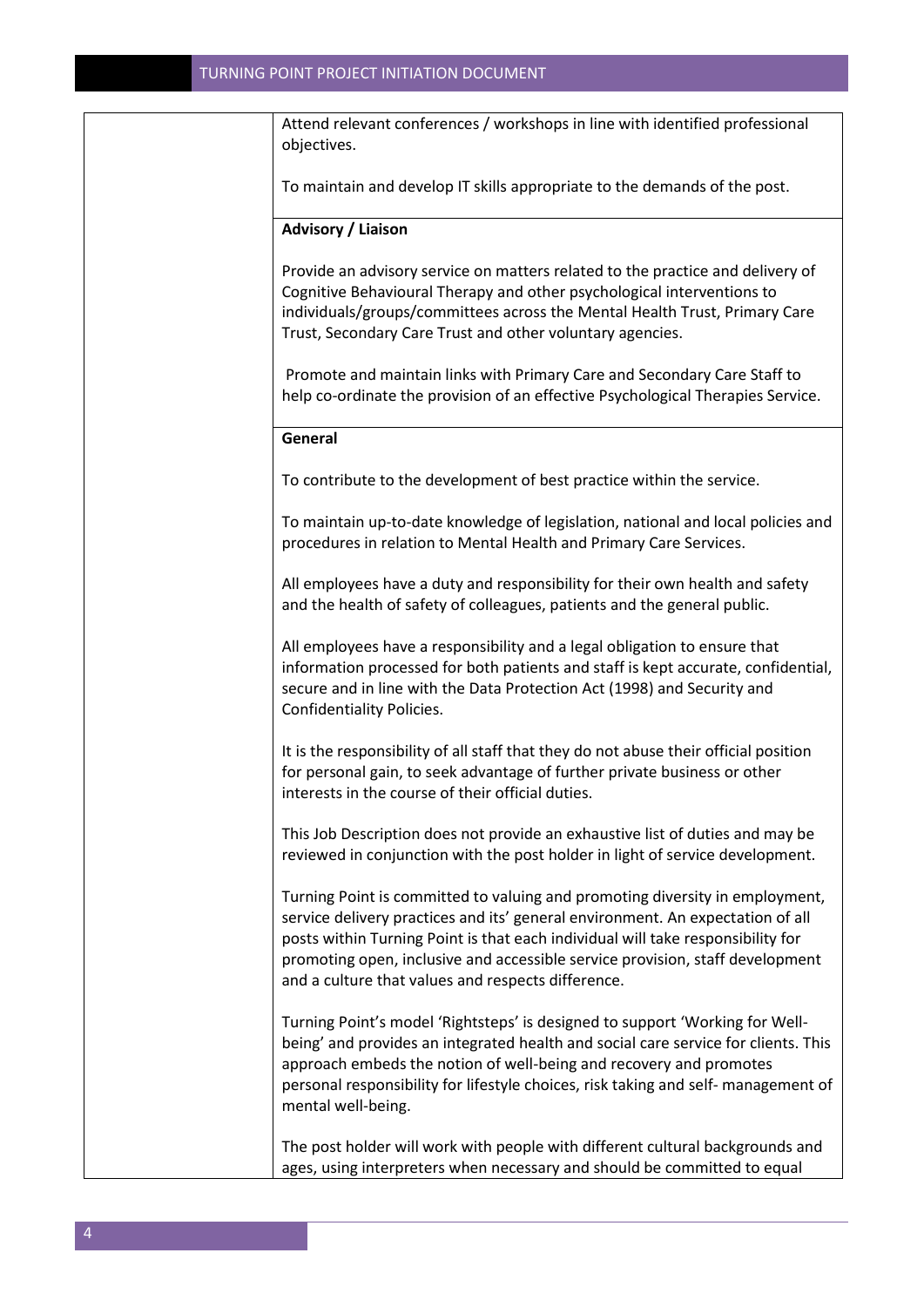| | |
|---|---|
| | Attend relevant conferences / workshops in line with identified professional objectives.<br><br>To maintain and develop IT skills appropriate to the demands of the post. |
| | **Advisory / Liaison**<br><br>Provide an advisory service on matters related to the practice and delivery of Cognitive Behavioural Therapy and other psychological interventions to individuals/groups/committees across the Mental Health Trust, Primary Care Trust, Secondary Care Trust and other voluntary agencies.<br><br>Promote and maintain links with Primary Care and Secondary Care Staff to help co-ordinate the provision of an effective Psychological Therapies Service. |
| | **General**<br><br>To contribute to the development of best practice within the service.<br><br>To maintain up-to-date knowledge of legislation, national and local policies and procedures in relation to Mental Health and Primary Care Services.<br><br>All employees have a duty and responsibility for their own health and safety and the health of safety of colleagues, patients and the general public.<br><br>All employees have a responsibility and a legal obligation to ensure that information processed for both patients and staff is kept accurate, confidential, secure and in line with the Data Protection Act (1998) and Security and Confidentiality Policies.<br><br>It is the responsibility of all staff that they do not abuse their official position for personal gain, to seek advantage of further private business or other interests in the course of their official duties.<br><br>This Job Description does not provide an exhaustive list of duties and may be reviewed in conjunction with the post holder in light of service development.<br><br>Turning Point is committed to valuing and promoting diversity in employment, service delivery practices and its' general environment. An expectation of all posts within Turning Point is that each individual will take responsibility for promoting open, inclusive and accessible service provision, staff development and a culture that values and respects difference.<br><br>Turning Point's model 'Rightsteps' is designed to support 'Working for Well-being' and provides an integrated health and social care service for clients. This approach embeds the notion of well-being and recovery and promotes personal responsibility for lifestyle choices, risk taking and self- management of mental well-being.<br><br>The post holder will work with people with different cultural backgrounds and ages, using interpreters when necessary and should be committed to equal |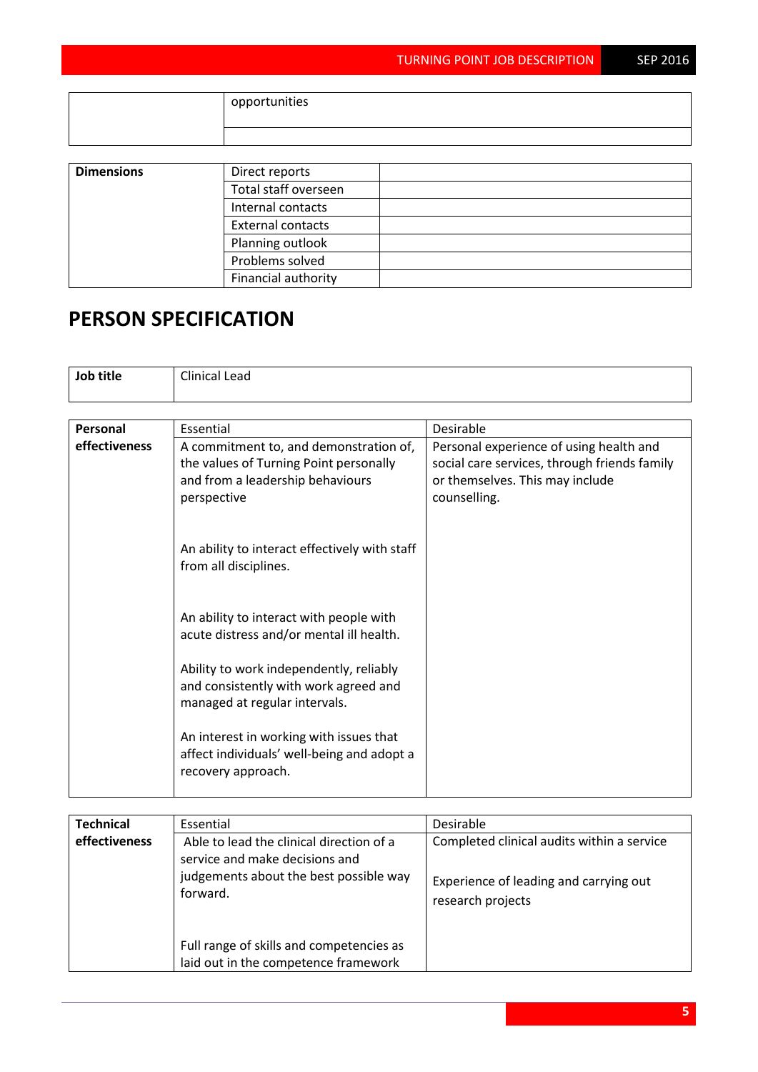|  | opportunities |
| --- | --- |
|  |  |

| Dimensions | Direct reports |  |
| --- | --- | --- |
|  | Total staff overseen |  |
|  | Internal contacts |  |
|  | External contacts |  |
|  | Planning outlook |  |
|  | Problems solved |  |
|  | Financial authority |  |

# PERSON SPECIFICATION

| Job title | Clinical Lead |
| --- | --- |

| Personal effectiveness | Essential | Desirable |
| --- | --- | --- |
|  | A commitment to, and demonstration of, the values of Turning Point personally and from a leadership behaviours perspective<br><br>An ability to interact effectively with staff from all disciplines.<br><br>An ability to interact with people with acute distress and/or mental ill health.<br><br>Ability to work independently, reliably and consistently with work agreed and managed at regular intervals.<br><br>An interest in working with issues that affect individuals' well-being and adopt a recovery approach. | Personal experience of using health and social care services, through friends family or themselves. This may include counselling. |

| Technical effectiveness | Essential | Desirable |
| --- | --- | --- |
|  | Able to lead the clinical direction of a service and make decisions and judgements about the best possible way forward.<br><br>Full range of skills and competencies as laid out in the competence framework | Completed clinical audits within a service<br><br>Experience of leading and carrying out research projects |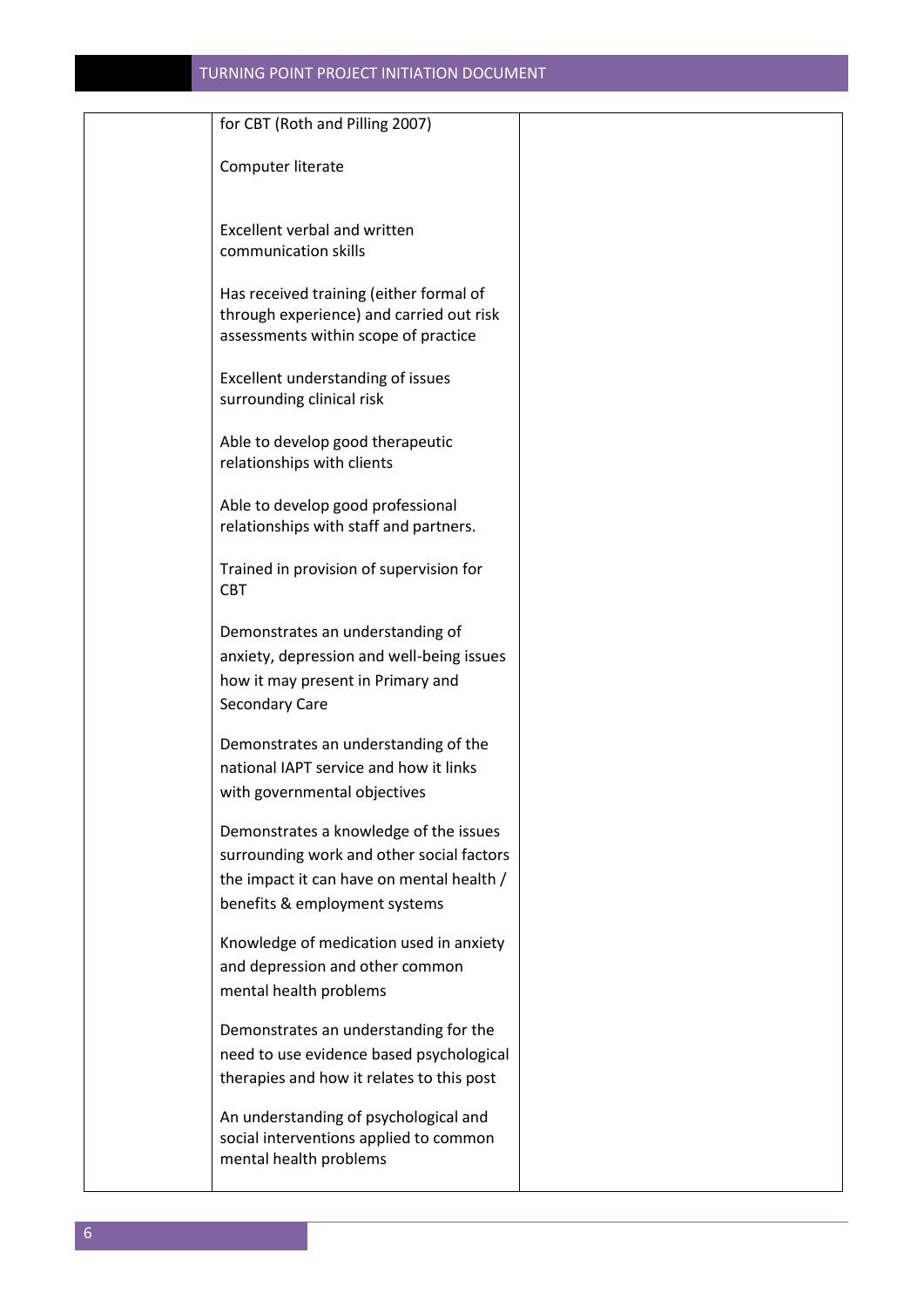|  |  |  |
|---|---|---|
|  | for CBT (Roth and Pilling 2007)<br><br>Computer literate<br><br>Excellent verbal and written communication skills<br><br>Has received training (either formal of through experience) and carried out risk assessments within scope of practice<br><br>Excellent understanding of issues surrounding clinical risk<br><br>Able to develop good therapeutic relationships with clients<br><br>Able to develop good professional relationships with staff and partners.<br><br>Trained in provision of supervision for CBT<br><br>Demonstrates an understanding of anxiety, depression and well-being issues how it may present in Primary and Secondary Care<br><br>Demonstrates an understanding of the national IAPT service and how it links with governmental objectives<br><br>Demonstrates a knowledge of the issues surrounding work and other social factors the impact it can have on mental health / benefits & employment systems<br><br>Knowledge of medication used in anxiety and depression and other common mental health problems<br><br>Demonstrates an understanding for the need to use evidence based psychological therapies and how it relates to this post<br><br>An understanding of psychological and social interventions applied to common mental health problems |  |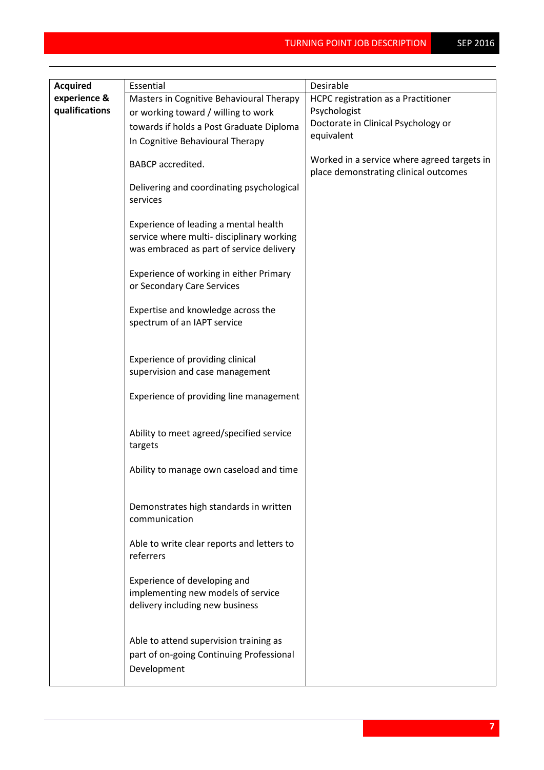| Acquired experience & qualifications | Essential | Desirable |
|---|---|---|
| | Masters in Cognitive Behavioural Therapy or working toward / willing to work towards if holds a Post Graduate Diploma In Cognitive Behavioural Therapy<br><br>BABCP accredited.<br><br>Delivering and coordinating psychological services<br><br>Experience of leading a mental health service where multi- disciplinary working was embraced as part of service delivery<br><br>Experience of working in either Primary or Secondary Care Services<br><br>Expertise and knowledge across the spectrum of an IAPT service<br><br>Experience of providing clinical supervision and case management<br><br>Experience of providing line management<br><br>Ability to meet agreed/specified service targets<br><br>Ability to manage own caseload and time<br><br>Demonstrates high standards in written communication<br><br>Able to write clear reports and letters to referrers<br><br>Experience of developing and implementing new models of service delivery including new business<br><br>Able to attend supervision training as part of on-going Continuing Professional Development | HCPC registration as a Practitioner Psychologist<br>Doctorate in Clinical Psychology or equivalent<br><br>Worked in a service where agreed targets in place demonstrating clinical outcomes |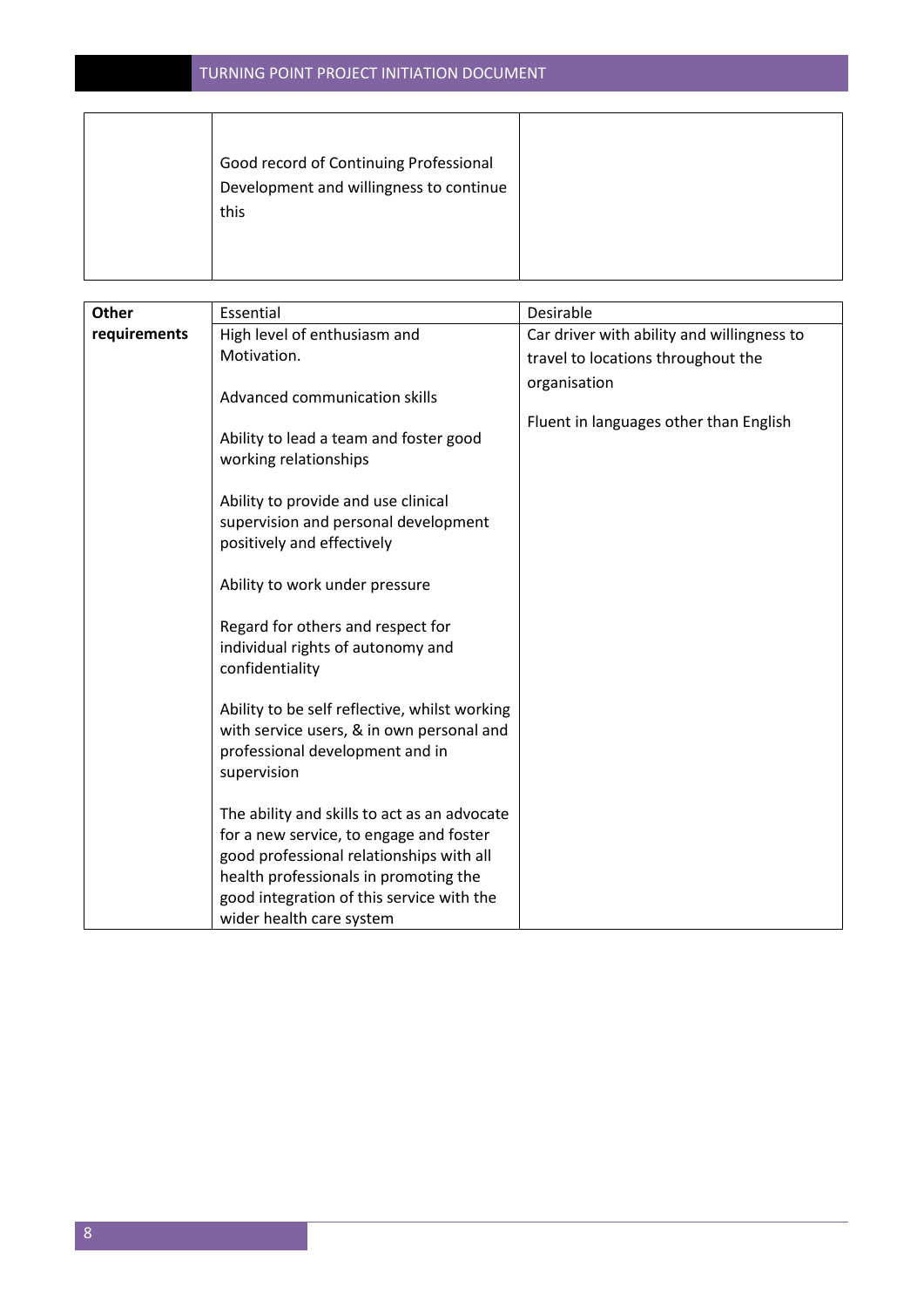| | | |
|---|---|---|
| | Good record of Continuing Professional Development and willingness to continue this | |

| **Other requirements** | Essential | Desirable |
|---|---|---|
| | High level of enthusiasm and Motivation.<br><br>Advanced communication skills<br><br>Ability to lead a team and foster good working relationships<br><br>Ability to provide and use clinical supervision and personal development positively and effectively<br><br>Ability to work under pressure<br><br>Regard for others and respect for individual rights of autonomy and confidentiality<br><br>Ability to be self reflective, whilst working with service users, & in own personal and professional development and in supervision<br><br>The ability and skills to act as an advocate for a new service, to engage and foster good professional relationships with all health professionals in promoting the good integration of this service with the wider health care system | Car driver with ability and willingness to travel to locations throughout the organisation<br><br>Fluent in languages other than English |